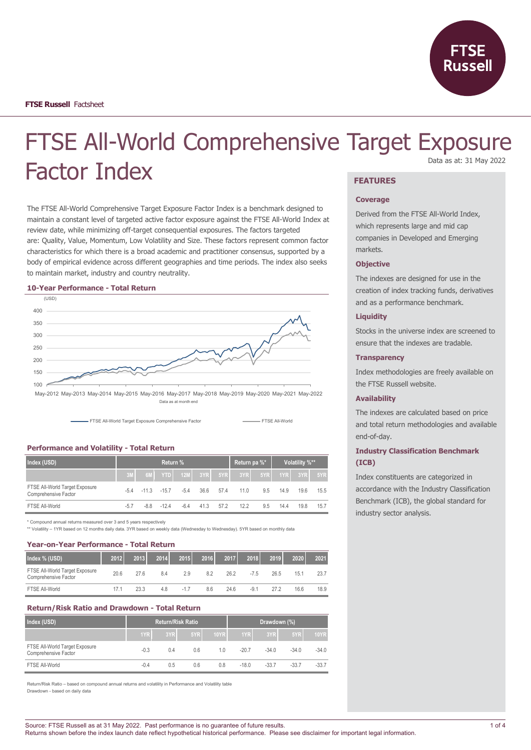FTSE Russell Factsheet

# FTSE All-World Comprehensive Target Exposure Factor Index

Data as at: 31 May 2022

The FTSE All-World Comprehensive Target Exposure Factor Index is a benchmark designed to maintain a constant level of targeted active factor exposure against the FTSE All-World Index at review date, while minimizing off-target consequential exposures. The factors targeted are: Quality, Value, Momentum, Low Volatility and Size. These factors represent common factor characteristics for which there is a broad academic and practitioner consensus, supported by a body of empirical evidence across different geographies and time periods. The index also seeks to maintain market, industry and country neutrality.

### 10-Year Performance - Total Return

(USD)

Data as at month end

FTSE All-World Target Exposure Comprehensive Factor — FTSE All-World

### Performance and Volatility - Total Return

| Index (USD) | Return % | | | | | | Return pa %* | | Volatility %** | | |
|---|---|---|---|---|---|---|---|---|---|---|---|
| | 3M | 6M | YTD | 12M | 3YR | 5YR | 3YR | 5YR | 1YR | 3YR | 5YR |
| FTSE All-World Target Exposure Comprehensive Factor | -5.4 | -11.3 | -15.7 | -5.4 | 36.6 | 57.4 | 11.0 | 9.5 | 14.9 | 19.6 | 15.5 |
| FTSE All-World | -5.7 | -8.8 | -12.4 | -6.4 | 41.3 | 57.2 | 12.2 | 9.5 | 14.4 | 19.8 | 15.7 |

\* Compound annual returns measured over 3 and 5 years respectively

\*\* Volatility – 1YR based on 12 months daily data. 3YR based on weekly data (Wednesday to Wednesday). 5YR based on monthly data

### Year-on-Year Performance - Total Return

| Index % (USD) | 2012 | 2013 | 2014 | 2015 | 2016 | 2017 | 2018 | 2019 | 2020 | 2021 |
|---|---|---|---|---|---|---|---|---|---|---|
| FTSE All-World Target Exposure Comprehensive Factor | 20.6 | 27.6 | 8.4 | 2.9 | 8.2 | 26.2 | -7.5 | 26.5 | 15.1 | 23.7 |
| FTSE All-World | 17.1 | 23.3 | 4.8 | -1.7 | 8.6 | 24.6 | -9.1 | 27.2 | 16.6 | 18.9 |

### Return/Risk Ratio and Drawdown - Total Return

| Index (USD) | Return/Risk Ratio | | | | Drawdown (%) | | | |
|---|---|---|---|---|---|---|---|---|
| | 1YR | 3YR | 5YR | 10YR | 1YR | 3YR | 5YR | 10YR |
| FTSE All-World Target Exposure Comprehensive Factor | -0.3 | 0.4 | 0.6 | 1.0 | -20.7 | -34.0 | -34.0 | -34.0 |
| FTSE All-World | -0.4 | 0.5 | 0.6 | 0.8 | -18.0 | -33.7 | -33.7 | -33.7 |

Return/Risk Ratio – based on compound annual returns and volatility in Performance and Volatility table

Drawdown - based on daily data

## FEATURES

**Coverage**

Derived from the FTSE All-World Index, which represents large and mid cap companies in Developed and Emerging markets.

**Objective**

The indexes are designed for use in the creation of index tracking funds, derivatives and as a performance benchmark.

**Liquidity**

Stocks in the universe index are screened to ensure that the indexes are tradable.

**Transparency**

Index methodologies are freely available on the FTSE Russell website.

**Availability**

The indexes are calculated based on price and total return methodologies and available end-of-day.

**Industry Classification Benchmark (ICB)**

Index constituents are categorized in accordance with the Industry Classification Benchmark (ICB), the global standard for industry sector analysis.

Source: FTSE Russell as at 31 May 2022. Past performance is no guarantee of future results.
Returns shown before the index launch date reflect hypothetical historical performance. Please see disclaimer for important legal information.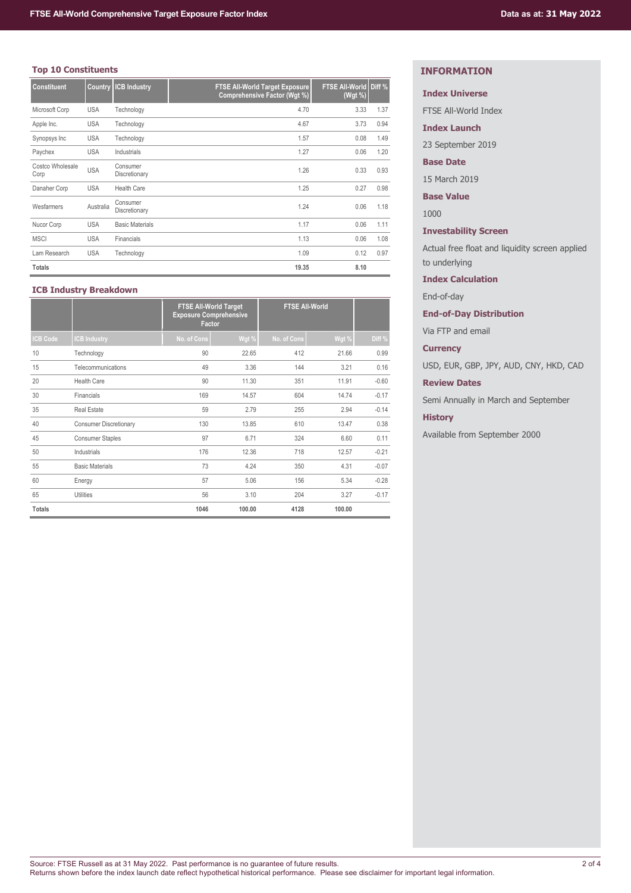## Top 10 Constituents

| Constituent | Country | ICB Industry | FTSE All-World Target Exposure Comprehensive Factor (Wgt %) | FTSE All-World (Wgt %) | Diff % |
|---|---|---|---|---|---|
| Microsoft Corp | USA | Technology | 4.70 | 3.33 | 1.37 |
| Apple Inc. | USA | Technology | 4.67 | 3.73 | 0.94 |
| Synopsys Inc | USA | Technology | 1.57 | 0.08 | 1.49 |
| Paychex | USA | Industrials | 1.27 | 0.06 | 1.20 |
| Costco Wholesale Corp | USA | Consumer Discretionary | 1.26 | 0.33 | 0.93 |
| Danaher Corp | USA | Health Care | 1.25 | 0.27 | 0.98 |
| Wesfarmers | Australia | Consumer Discretionary | 1.24 | 0.06 | 1.18 |
| Nucor Corp | USA | Basic Materials | 1.17 | 0.06 | 1.11 |
| MSCI | USA | Financials | 1.13 | 0.06 | 1.08 |
| Lam Research | USA | Technology | 1.09 | 0.12 | 0.97 |
| **Totals** | | | **19.35** | **8.10** | |

## ICB Industry Breakdown

| | | FTSE All-World Target Exposure Comprehensive Factor | | FTSE All-World | | |
|---|---|---|---|---|---|---|
| ICB Code | ICB Industry | No. of Cons | Wgt % | No. of Cons | Wgt % | Diff % |
| 10 | Technology | 90 | 22.65 | 412 | 21.66 | 0.99 |
| 15 | Telecommunications | 49 | 3.36 | 144 | 3.21 | 0.16 |
| 20 | Health Care | 90 | 11.30 | 351 | 11.91 | -0.60 |
| 30 | Financials | 169 | 14.57 | 604 | 14.74 | -0.17 |
| 35 | Real Estate | 59 | 2.79 | 255 | 2.94 | -0.14 |
| 40 | Consumer Discretionary | 130 | 13.85 | 610 | 13.47 | 0.38 |
| 45 | Consumer Staples | 97 | 6.71 | 324 | 6.60 | 0.11 |
| 50 | Industrials | 176 | 12.36 | 718 | 12.57 | -0.21 |
| 55 | Basic Materials | 73 | 4.24 | 350 | 4.31 | -0.07 |
| 60 | Energy | 57 | 5.06 | 156 | 5.34 | -0.28 |
| 65 | Utilities | 56 | 3.10 | 204 | 3.27 | -0.17 |
| **Totals** | | **1046** | **100.00** | **4128** | **100.00** | |

## INFORMATION

**Index Universe**

FTSE All-World Index

**Index Launch**

23 September 2019

**Base Date**

15 March 2019

**Base Value**

1000

**Investability Screen**

Actual free float and liquidity screen applied to underlying

**Index Calculation**

End-of-day

**End-of-Day Distribution**

Via FTP and email

**Currency**

USD, EUR, GBP, JPY, AUD, CNY, HKD, CAD

**Review Dates**

Semi Annually in March and September

**History**

Available from September 2000

Source: FTSE Russell as at 31 May 2022. Past performance is no guarantee of future results.
Returns shown before the index launch date reflect hypothetical historical performance. Please see disclaimer for important legal information.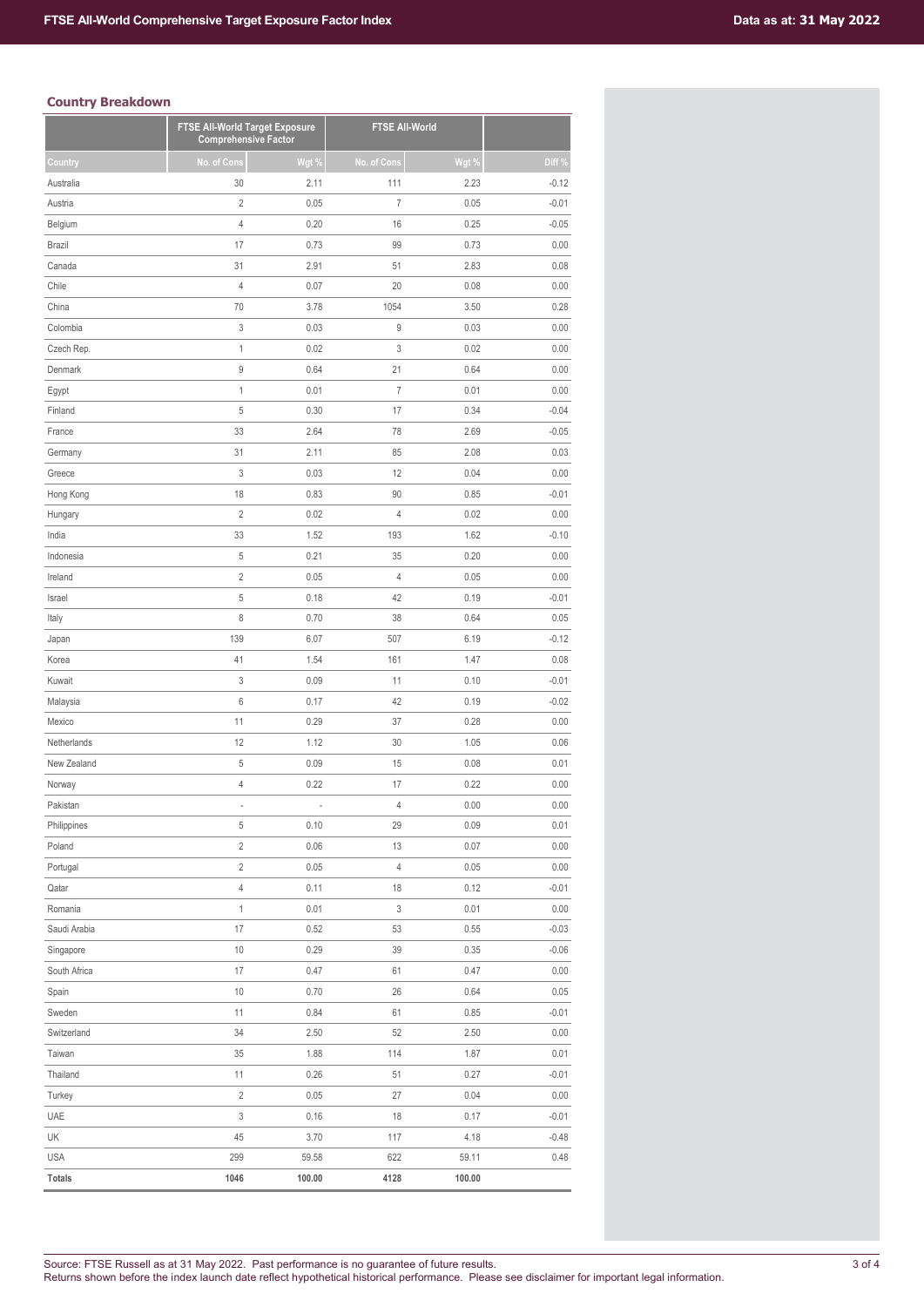### Country Breakdown

| | FTSE All-World Target Exposure Comprehensive Factor | | FTSE All-World | | |
|---|---|---|---|---|---|
| Country | No. of Cons | Wgt % | No. of Cons | Wgt % | Diff % |
| Australia | 30 | 2.11 | 111 | 2.23 | -0.12 |
| Austria | 2 | 0.05 | 7 | 0.05 | -0.01 |
| Belgium | 4 | 0.20 | 16 | 0.25 | -0.05 |
| Brazil | 17 | 0.73 | 99 | 0.73 | 0.00 |
| Canada | 31 | 2.91 | 51 | 2.83 | 0.08 |
| Chile | 4 | 0.07 | 20 | 0.08 | 0.00 |
| China | 70 | 3.78 | 1054 | 3.50 | 0.28 |
| Colombia | 3 | 0.03 | 9 | 0.03 | 0.00 |
| Czech Rep. | 1 | 0.02 | 3 | 0.02 | 0.00 |
| Denmark | 9 | 0.64 | 21 | 0.64 | 0.00 |
| Egypt | 1 | 0.01 | 7 | 0.01 | 0.00 |
| Finland | 5 | 0.30 | 17 | 0.34 | -0.04 |
| France | 33 | 2.64 | 78 | 2.69 | -0.05 |
| Germany | 31 | 2.11 | 85 | 2.08 | 0.03 |
| Greece | 3 | 0.03 | 12 | 0.04 | 0.00 |
| Hong Kong | 18 | 0.83 | 90 | 0.85 | -0.01 |
| Hungary | 2 | 0.02 | 4 | 0.02 | 0.00 |
| India | 33 | 1.52 | 193 | 1.62 | -0.10 |
| Indonesia | 5 | 0.21 | 35 | 0.20 | 0.00 |
| Ireland | 2 | 0.05 | 4 | 0.05 | 0.00 |
| Israel | 5 | 0.18 | 42 | 0.19 | -0.01 |
| Italy | 8 | 0.70 | 38 | 0.64 | 0.05 |
| Japan | 139 | 6.07 | 507 | 6.19 | -0.12 |
| Korea | 41 | 1.54 | 161 | 1.47 | 0.08 |
| Kuwait | 3 | 0.09 | 11 | 0.10 | -0.01 |
| Malaysia | 6 | 0.17 | 42 | 0.19 | -0.02 |
| Mexico | 11 | 0.29 | 37 | 0.28 | 0.00 |
| Netherlands | 12 | 1.12 | 30 | 1.05 | 0.06 |
| New Zealand | 5 | 0.09 | 15 | 0.08 | 0.01 |
| Norway | 4 | 0.22 | 17 | 0.22 | 0.00 |
| Pakistan | - | - | 4 | 0.00 | 0.00 |
| Philippines | 5 | 0.10 | 29 | 0.09 | 0.01 |
| Poland | 2 | 0.06 | 13 | 0.07 | 0.00 |
| Portugal | 2 | 0.05 | 4 | 0.05 | 0.00 |
| Qatar | 4 | 0.11 | 18 | 0.12 | -0.01 |
| Romania | 1 | 0.01 | 3 | 0.01 | 0.00 |
| Saudi Arabia | 17 | 0.52 | 53 | 0.55 | -0.03 |
| Singapore | 10 | 0.29 | 39 | 0.35 | -0.06 |
| South Africa | 17 | 0.47 | 61 | 0.47 | 0.00 |
| Spain | 10 | 0.70 | 26 | 0.64 | 0.05 |
| Sweden | 11 | 0.84 | 61 | 0.85 | -0.01 |
| Switzerland | 34 | 2.50 | 52 | 2.50 | 0.00 |
| Taiwan | 35 | 1.88 | 114 | 1.87 | 0.01 |
| Thailand | 11 | 0.26 | 51 | 0.27 | -0.01 |
| Turkey | 2 | 0.05 | 27 | 0.04 | 0.00 |
| UAE | 3 | 0.16 | 18 | 0.17 | -0.01 |
| UK | 45 | 3.70 | 117 | 4.18 | -0.48 |
| USA | 299 | 59.58 | 622 | 59.11 | 0.48 |
| **Totals** | **1046** | **100.00** | **4128** | **100.00** | |

Source: FTSE Russell as at 31 May 2022. Past performance is no guarantee of future results.
Returns shown before the index launch date reflect hypothetical historical performance. Please see disclaimer for important legal information.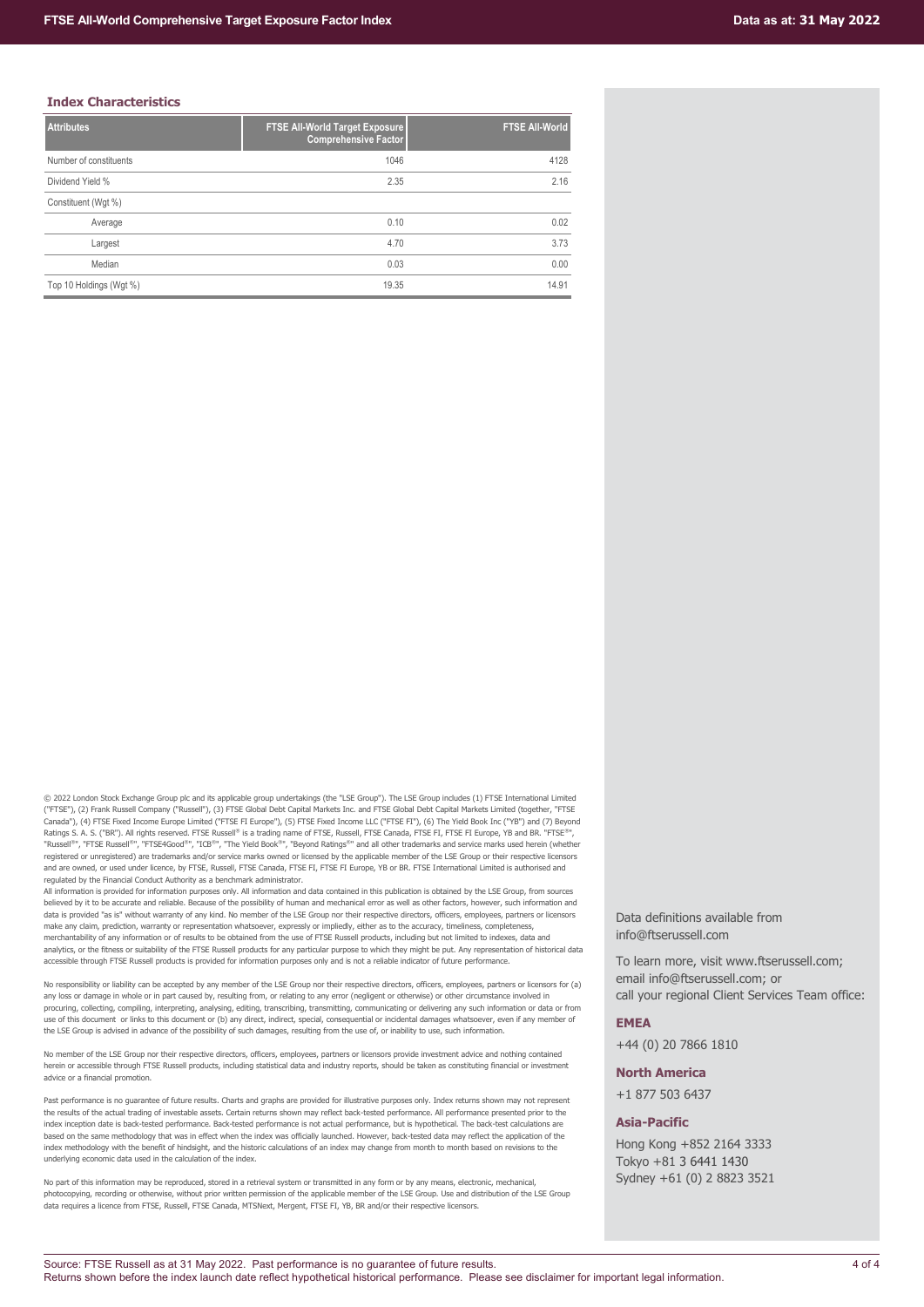## Index Characteristics

| Attributes | FTSE All-World Target Exposure Comprehensive Factor | FTSE All-World |
|---|---|---|
| Number of constituents | 1046 | 4128 |
| Dividend Yield % | 2.35 | 2.16 |
| Constituent (Wgt %) | | |
| Average | 0.10 | 0.02 |
| Largest | 4.70 | 3.73 |
| Median | 0.03 | 0.00 |
| Top 10 Holdings (Wgt %) | 19.35 | 14.91 |

© 2022 London Stock Exchange Group plc and its applicable group undertakings (the "LSE Group"). The LSE Group includes (1) FTSE International Limited ("FTSE"), (2) Frank Russell Company ("Russell"), (3) FTSE Global Debt Capital Markets Inc. and FTSE Global Debt Capital Markets Limited (together, "FTSE Canada"), (4) FTSE Fixed Income Europe Limited ("FTSE FI Europe"), (5) FTSE Fixed Income LLC ("FTSE FI"), (6) The Yield Book Inc ("YB") and (7) Beyond Ratings S. A. S. ("BR"). All rights reserved. FTSE Russell® is a trading name of FTSE, Russell, FTSE Canada, FTSE FI, FTSE FI Europe, YB and BR. "FTSE®", "Russell®", "FTSE Russell®", "FTSE4Good®", "ICB®", "The Yield Book®", "Beyond Ratings®" and all other trademarks and service marks used herein (whether registered or unregistered) are trademarks and/or service marks owned or licensed by the applicable member of the LSE Group or their respective licensors and are owned, or used under licence, by FTSE, Russell, FTSE Canada, FTSE FI, FTSE FI Europe, YB or BR. FTSE International Limited is authorised and regulated by the Financial Conduct Authority as a benchmark administrator.

All information is provided for information purposes only. All information and data contained in this publication is obtained by the LSE Group, from sources believed by it to be accurate and reliable. Because of the possibility of human and mechanical error as well as other factors, however, such information and data is provided "as is" without warranty of any kind. No member of the LSE Group nor their respective directors, officers, employees, partners or licensors make any claim, prediction, warranty or representation whatsoever, expressly or impliedly, either as to the accuracy, timeliness, completeness, merchantability of any information or of results to be obtained from the use of FTSE Russell products, including but not limited to indexes, data and analytics, or the fitness or suitability of the FTSE Russell products for any particular purpose to which they might be put. Any representation of historical data accessible through FTSE Russell products is provided for information purposes only and is not a reliable indicator of future performance.

No responsibility or liability can be accepted by any member of the LSE Group nor their respective directors, officers, employees, partners or licensors for (a) any loss or damage in whole or in part caused by, resulting from, or relating to any error (negligent or otherwise) or other circumstance involved in procuring, collecting, compiling, interpreting, analysing, editing, transcribing, transmitting, communicating or delivering any such information or data or from use of this document or links to this document or (b) any direct, indirect, special, consequential or incidental damages whatsoever, even if any member of the LSE Group is advised in advance of the possibility of such damages, resulting from the use of, or inability to use, such information.

No member of the LSE Group nor their respective directors, officers, employees, partners or licensors provide investment advice and nothing contained herein or accessible through FTSE Russell products, including statistical data and industry reports, should be taken as constituting financial or investment advice or a financial promotion.

Past performance is no guarantee of future results. Charts and graphs are provided for illustrative purposes only. Index returns shown may not represent the results of the actual trading of investable assets. Certain returns shown may reflect back-tested performance. All performance presented prior to the index inception date is back-tested performance. Back-tested performance is not actual performance, but is hypothetical. The back-test calculations are based on the same methodology that was in effect when the index was officially launched. However, back-tested data may reflect the application of the index methodology with the benefit of hindsight, and the historic calculations of an index may change from month to month based on revisions to the underlying economic data used in the calculation of the index.

No part of this information may be reproduced, stored in a retrieval system or transmitted in any form or by any means, electronic, mechanical, photocopying, recording or otherwise, without prior written permission of the applicable member of the LSE Group. Use and distribution of the LSE Group data requires a licence from FTSE, Russell, FTSE Canada, MTSNext, Mergent, FTSE FI, YB, BR and/or their respective licensors.

Data definitions available from info@ftserussell.com

To learn more, visit www.ftserussell.com; email info@ftserussell.com; or call your regional Client Services Team office:

**EMEA**

+44 (0) 20 7866 1810

**North America**

+1 877 503 6437

**Asia-Pacific**

Hong Kong +852 2164 3333
Tokyo +81 3 6441 1430
Sydney +61 (0) 2 8823 3521

Source: FTSE Russell as at 31 May 2022. Past performance is no guarantee of future results.
Returns shown before the index launch date reflect hypothetical historical performance. Please see disclaimer for important legal information.